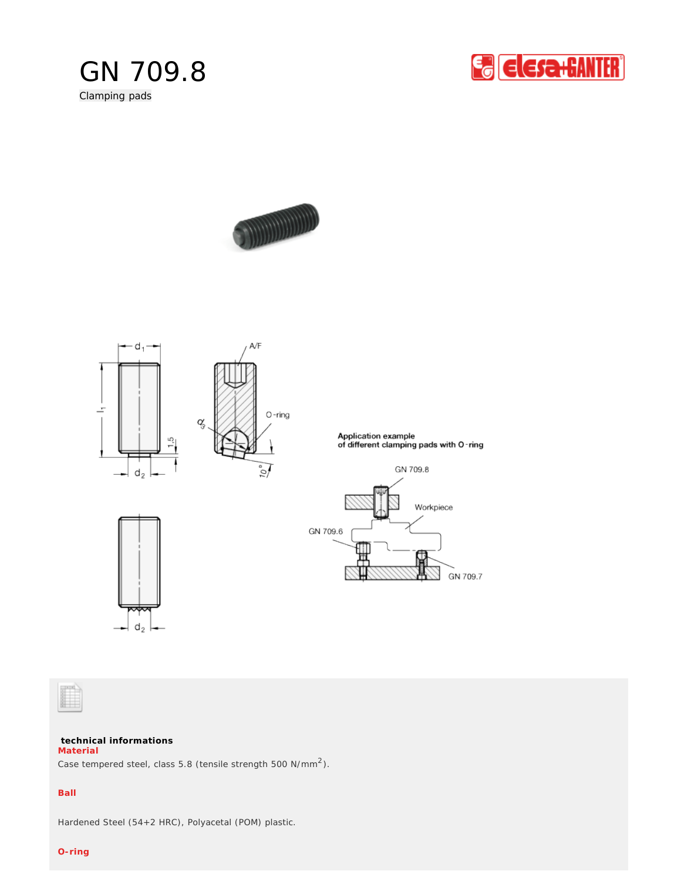# GN 709.8

Clamping pads

Application example
of different clamping pads with O-ring

**technical informations**

**Material**

Case tempered steel, class 5.8 (tensile strength 500 N/mm$^2$).

**Ball**

Hardened Steel (54+2 HRC), Polyacetal (POM) plastic.

**O-ring**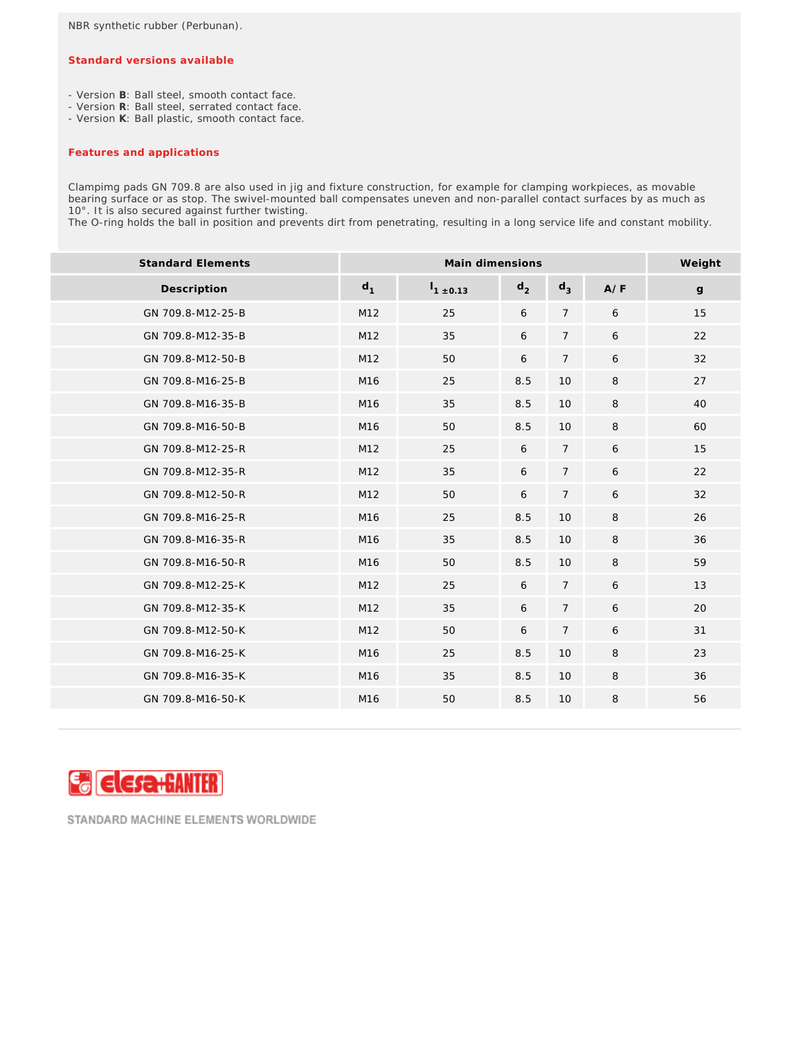NBR synthetic rubber (Perbunan).

### Standard versions available

- Version **B**: Ball steel, smooth contact face.
- Version **R**: Ball steel, serrated contact face.
- Version **K**: Ball plastic, smooth contact face.

### Features and applications

Clampimg pads GN 709.8 are also used in jig and fixture construction, for example for clamping workpieces, as movable bearing surface or as stop. The swivel-mounted ball compensates uneven and non-parallel contact surfaces by as much as 10°. It is also secured against further twisting.
The O-ring holds the ball in position and prevents dirt from penetrating, resulting in a long service life and constant mobility.

| Standard Elements | Main dimensions | | | | | Weight |
|---|---|---|---|---|---|---|
| Description | $d_1$ | $l_{1\ \pm 0.13}$ | $d_2$ | $d_3$ | A/ F | g |
| GN 709.8-M12-25-B | M12 | 25 | 6 | 7 | 6 | 15 |
| GN 709.8-M12-35-B | M12 | 35 | 6 | 7 | 6 | 22 |
| GN 709.8-M12-50-B | M12 | 50 | 6 | 7 | 6 | 32 |
| GN 709.8-M16-25-B | M16 | 25 | 8.5 | 10 | 8 | 27 |
| GN 709.8-M16-35-B | M16 | 35 | 8.5 | 10 | 8 | 40 |
| GN 709.8-M16-50-B | M16 | 50 | 8.5 | 10 | 8 | 60 |
| GN 709.8-M12-25-R | M12 | 25 | 6 | 7 | 6 | 15 |
| GN 709.8-M12-35-R | M12 | 35 | 6 | 7 | 6 | 22 |
| GN 709.8-M12-50-R | M12 | 50 | 6 | 7 | 6 | 32 |
| GN 709.8-M16-25-R | M16 | 25 | 8.5 | 10 | 8 | 26 |
| GN 709.8-M16-35-R | M16 | 35 | 8.5 | 10 | 8 | 36 |
| GN 709.8-M16-50-R | M16 | 50 | 8.5 | 10 | 8 | 59 |
| GN 709.8-M12-25-K | M12 | 25 | 6 | 7 | 6 | 13 |
| GN 709.8-M12-35-K | M12 | 35 | 6 | 7 | 6 | 20 |
| GN 709.8-M12-50-K | M12 | 50 | 6 | 7 | 6 | 31 |
| GN 709.8-M16-25-K | M16 | 25 | 8.5 | 10 | 8 | 23 |
| GN 709.8-M16-35-K | M16 | 35 | 8.5 | 10 | 8 | 36 |
| GN 709.8-M16-50-K | M16 | 50 | 8.5 | 10 | 8 | 56 |

elesa+GANTER

STANDARD MACHINE ELEMENTS WORLDWIDE